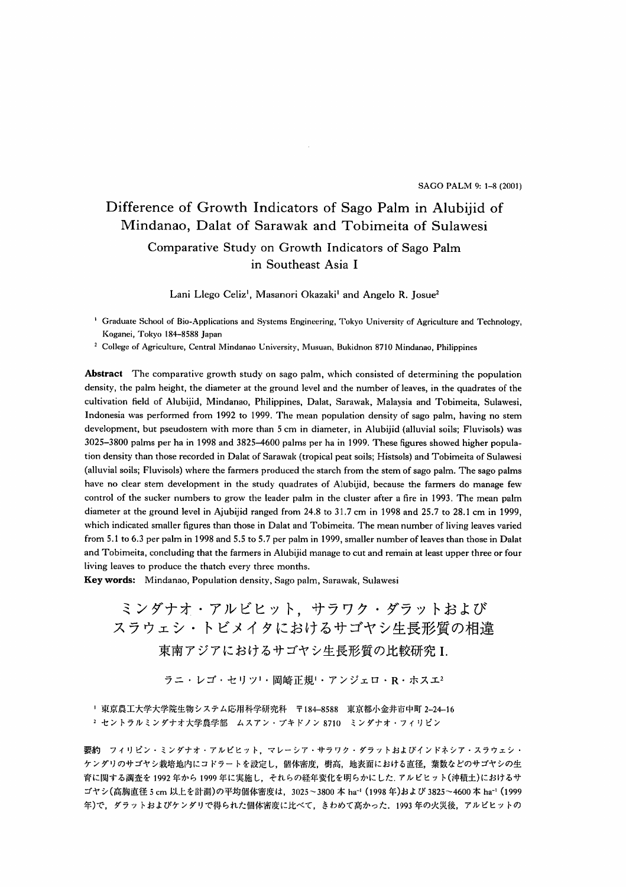# Difference of Growth Indicators of Sago Palm in Alubijid of Mindanao, Dalat of Sarawak and Tobimeita of Sulawesi

## Comparative Study on Growth Indicators of Sago Palm in Southeast Asia I

Lani Llego Celiz[1], Masanori Okazaki[1] and Angelo R. Josue[2]

[1] Graduate School of Bio-Applications and Systems Engineering, Tokyo University of Agriculture and Technology, Koganei, Tokyo 184-8588 Japan

[2] College of Agriculture, Central Mindanao University, Musuan, Bukidnon 8710 Mindanao, Philippines

**Abstract** The comparative growth study on sago palm, which consisted of determining the population density, the palm height, the diameter at the ground level and the number of leaves, in the quadrates of the cultivation field of Alubijid, Mindanao, Philippines, Dalat, Sarawak, Malaysia and Tobimeita, Sulawesi, Indonesia was performed from 1992 to 1999. The mean population density of sago palm, having no stem development, but pseudostem with more than 5 cm in diameter, in Alubijid (alluvial soils; Fluvisols) was 3025–3800 palms per ha in 1998 and 3825–4600 palms per ha in 1999. These figures showed higher population density than those recorded in Dalat of Sarawak (tropical peat soils; Histsols) and Tobimeita of Sulawesi (alluvial soils; Fluvisols) where the farmers produced the starch from the stem of sago palm. The sago palms have no clear stem development in the study quadrates of Alubijid, because the farmers do manage few control of the sucker numbers to grow the leader palm in the cluster after a fire in 1993. The mean palm diameter at the ground level in Ajubijid ranged from 24.8 to 31.7 cm in 1998 and 25.7 to 28.1 cm in 1999, which indicated smaller figures than those in Dalat and Tobimeita. The mean number of living leaves varied from 5.1 to 6.3 per palm in 1998 and 5.5 to 5.7 per palm in 1999, smaller number of leaves than those in Dalat and Tobimeita, concluding that the farmers in Alubijid manage to cut and remain at least upper three or four living leaves to produce the thatch every three months.

**Key words:** Mindanao, Population density, Sago palm, Sarawak, Sulawesi

# ミンダナオ・アルビヒット，サラワク・ダラットおよびスラウェシ・トビメイタにおけるサゴヤシ生長形質の相違

## 東南アジアにおけるサゴヤシ生長形質の比較研究 I.

ラニ・レゴ・セリツ[1]・岡崎正規[1]・アンジェロ・R・ホスエ[2]

[1] 東京農工大学大学院生物システム応用科学研究科　〒184-8588　東京都小金井市中町 2-24-16

[2] セントラルミンダナオ大学農学部　ムスアン・ブキドノン 8710　ミンダナオ・フィリピン

**要約**　フィリピン・ミンダナオ・アルビヒット，マレーシア・サラワク・ダラットおよびインドネシア・スラウェシ・ケンダリのサゴヤシ栽培地内にコドラートを設定し，個体密度，樹高，地表面における直径，葉数などのサゴヤシの生育に関する調査を 1992 年から 1999 年に実施し，それらの経年変化を明らかにした．アルビヒット(沖積土)におけるサゴヤシ(高胸直径 5 cm 以上を計測)の平均個体密度は，3025～3800 本 $ha^{-1}$ (1998 年)および 3825～4600 本 $ha^{-1}$ (1999 年)で，ダラットおよびケンダリで得られた個体密度に比べて，きわめて高かった．1993 年の火災後，アルビヒットの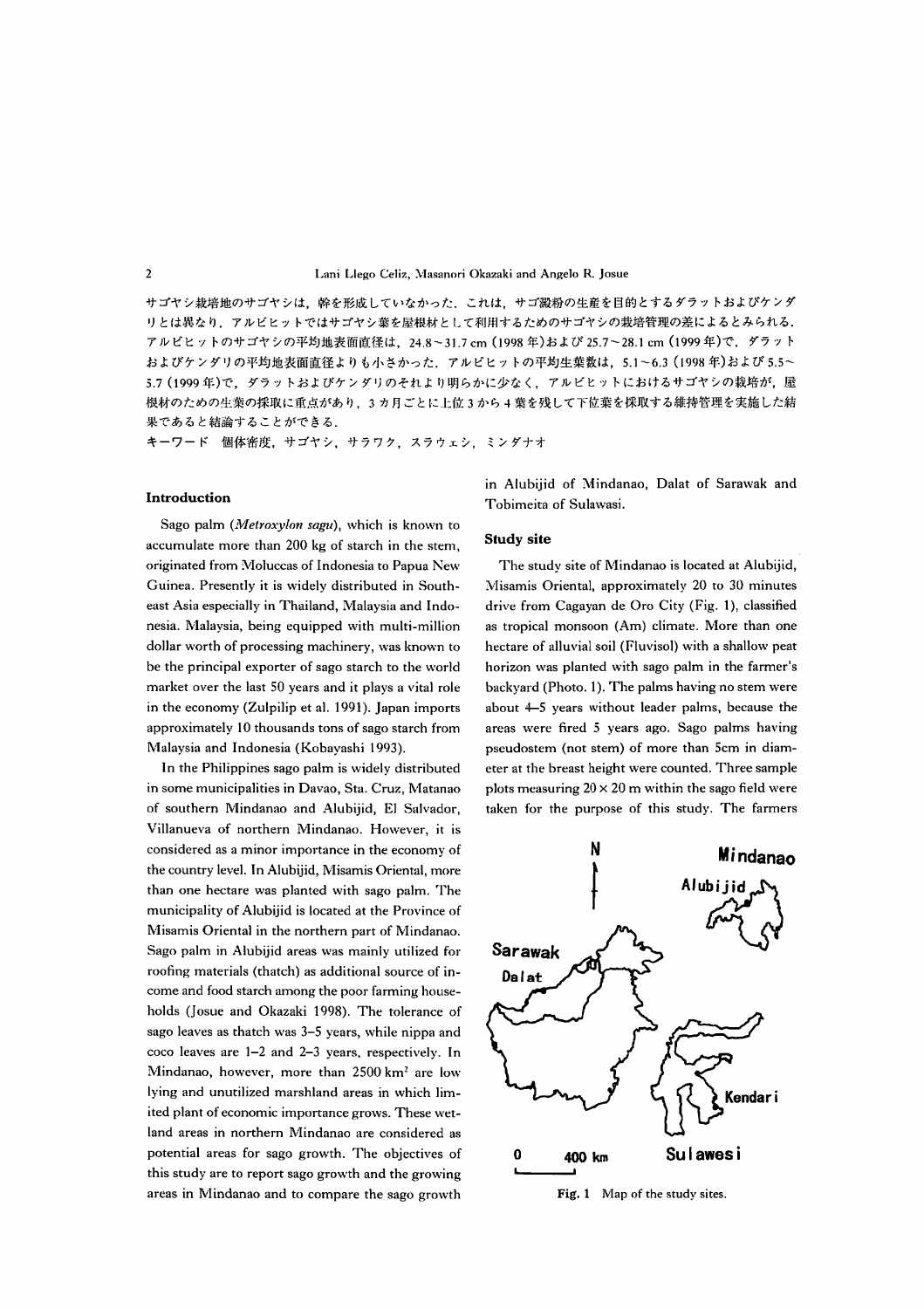サゴヤシ栽培地のサゴヤシは，幹を形成していなかった．これは，サゴ澱粉の生産を目的とするダラットおよびケンダリとは異なり，アルビヒットではサゴヤシ葉を屋根材として利用するためのサゴヤシの栽培管理の差によるとみられる．アルビヒットのサゴヤシの平均地表面直径は，24.8～31.7 cm（1998 年）および 25.7～28.1 cm（1999 年）で，ダラットおよびケンダリの平均地表面直径よりも小さかった．アルビヒットの平均生葉数は，5.1～6.3（1998 年）および 5.5～5.7（1999 年）で，ダラットおよびケンダリのそれより明らかに少なく，アルビヒットにおけるサゴヤシの栽培が，屋根材のための生葉の採取に重点があり，3 カ月ごとに上位 3 から 4 葉を残して下位葉を採取する維持管理を実施した結果であると結論することができる．

キーワード　個体密度，サゴヤシ，サラワク，スラウェシ，ミンダナオ

## Introduction

Sago palm (*Metroxylon sagu*), which is known to accumulate more than 200 kg of starch in the stem, originated from Moluccas of Indonesia to Papua New Guinea. Presently it is widely distributed in Southeast Asia especially in Thailand, Malaysia and Indonesia. Malaysia, being equipped with multi-million dollar worth of processing machinery, was known to be the principal exporter of sago starch to the world market over the last 50 years and it plays a vital role in the economy (Zulpilip et al. 1991). Japan imports approximately 10 thousands tons of sago starch from Malaysia and Indonesia (Kobayashi 1993).

In the Philippines sago palm is widely distributed in some municipalities in Davao, Sta. Cruz, Matanao of southern Mindanao and Alubijid, El Salvador, Villanueva of northern Mindanao. However, it is considered as a minor importance in the economy of the country level. In Alubijid, Misamis Oriental, more than one hectare was planted with sago palm. The municipality of Alubijid is located at the Province of Misamis Oriental in the northern part of Mindanao. Sago palm in Alubijid areas was mainly utilized for roofing materials (thatch) as additional source of income and food starch among the poor farming households (Josue and Okazaki 1998). The tolerance of sago leaves as thatch was 3–5 years, while nippa and coco leaves are 1–2 and 2–3 years, respectively. In Mindanao, however, more than 2500 km$^2$ are low lying and unutilized marshland areas in which limited plant of economic importance grows. These wetland areas in northern Mindanao are considered as potential areas for sago growth. The objectives of this study are to report sago growth and the growing areas in Mindanao and to compare the sago growth in Alubijid of Mindanao, Dalat of Sarawak and Tobimeita of Sulawasi.

## Study site

The study site of Mindanao is located at Alubijid, Misamis Oriental, approximately 20 to 30 minutes drive from Cagayan de Oro City (Fig. 1), classified as tropical monsoon (Am) climate. More than one hectare of alluvial soil (Fluvisol) with a shallow peat horizon was planted with sago palm in the farmer's backyard (Photo. 1). The palms having no stem were about 4–5 years without leader palms, because the areas were fired 5 years ago. Sago palms having pseudostem (not stem) of more than 5cm in diameter at the breast height were counted. Three sample plots measuring 20 × 20 m within the sago field were taken for the purpose of this study. The farmers

Fig. 1　Map of the study sites.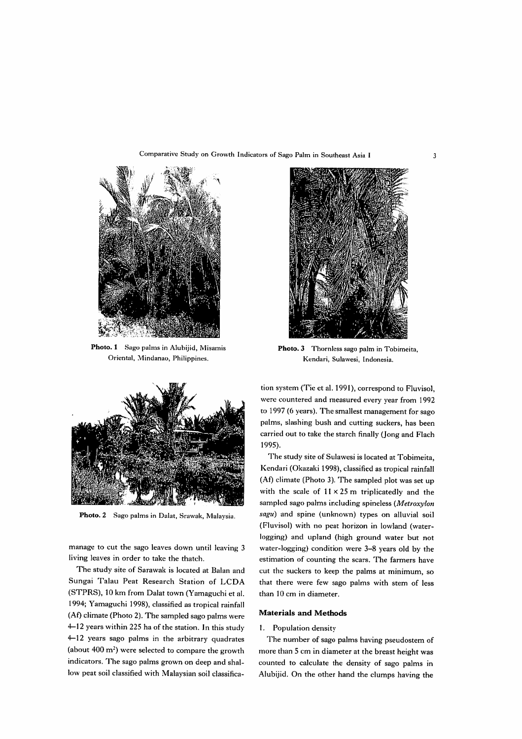**Photo. 1** Sago palms in Alubijid, Misamis Oriental, Mindanao, Philippines.

**Photo. 2** Sago palms in Dalat, Srawak, Malaysia.

**Photo. 3** Thornless sago palm in Tobimeita, Kendari, Sulawesi, Indonesia.

manage to cut the sago leaves down until leaving 3 living leaves in order to take the thatch.

The study site of Sarawak is located at Balan and Sungai Talau Peat Research Station of LCDA (STPRS), 10 km from Dalat town (Yamaguchi et al. 1994; Yamaguchi 1998), classified as tropical rainfall (Af) climate (Photo 2). The sampled sago palms were 4–12 years within 225 ha of the station. In this study 4–12 years sago palms in the arbitrary quadrates (about 400 m$^2$) were selected to compare the growth indicators. The sago palms grown on deep and shallow peat soil classified with Malaysian soil classification system (Tie et al. 1991), correspond to Fluvisol, were countered and measured every year from 1992 to 1997 (6 years). The smallest management for sago palms, slashing bush and cutting suckers, has been carried out to take the starch finally (Jong and Flach 1995).

The study site of Sulawesi is located at Tobimeita, Kendari (Okazaki 1998), classified as tropical rainfall (Af) climate (Photo 3). The sampled plot was set up with the scale of 11 × 25 m triplicatedly and the sampled sago palms including spineless (*Metroxylon sagu*) and spine (unknown) types on alluvial soil (Fluvisol) with no peat horizon in lowland (water-logging) and upland (high ground water but not water-logging) condition were 3–8 years old by the estimation of counting the scars. The farmers have cut the suckers to keep the palms at minimum, so that there were few sago palms with stem of less than 10 cm in diameter.

## Materials and Methods

1. Population density

The number of sago palms having pseudostem of more than 5 cm in diameter at the breast height was counted to calculate the density of sago palms in Alubijid. On the other hand the clumps having the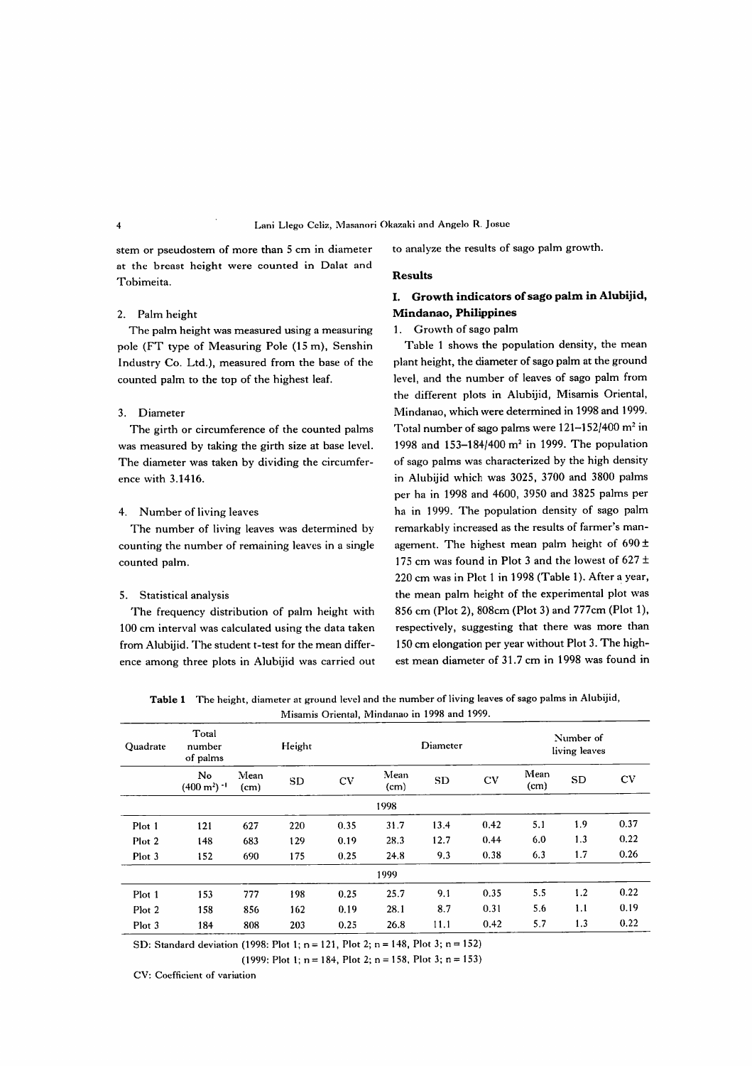stem or pseudostem of more than 5 cm in diameter at the breast height were counted in Dalat and Tobimeita.

2. Palm height

The palm height was measured using a measuring pole (FT type of Measuring Pole (15 m), Senshin Industry Co. Ltd.), measured from the base of the counted palm to the top of the highest leaf.

3. Diameter

The girth or circumference of the counted palms was measured by taking the girth size at base level. The diameter was taken by dividing the circumference with 3.1416.

4. Number of living leaves

The number of living leaves was determined by counting the number of remaining leaves in a single counted palm.

5. Statistical analysis

The frequency distribution of palm height with 100 cm interval was calculated using the data taken from Alubijid. The student t-test for the mean difference among three plots in Alubijid was carried out to analyze the results of sago palm growth.

## Results

### I. Growth indicators of sago palm in Alubijid, Mindanao, Philippines

1. Growth of sago palm

Table 1 shows the population density, the mean plant height, the diameter of sago palm at the ground level, and the number of leaves of sago palm from the different plots in Alubijid, Misamis Oriental, Mindanao, which were determined in 1998 and 1999. Total number of sago palms were 121–152/400 $m^2$ in 1998 and 153–184/400 $m^2$ in 1999. The population of sago palms was characterized by the high density in Alubijid which was 3025, 3700 and 3800 palms per ha in 1998 and 4600, 3950 and 3825 palms per ha in 1999. The population density of sago palm remarkably increased as the results of farmer's management. The highest mean palm height of 690 ± 175 cm was found in Plot 3 and the lowest of 627 ± 220 cm was in Plot 1 in 1998 (Table 1). After a year, the mean palm height of the experimental plot was 856 cm (Plot 2), 808cm (Plot 3) and 777cm (Plot 1), respectively, suggesting that there was more than 150 cm elongation per year without Plot 3. The highest mean diameter of 31.7 cm in 1998 was found in

**Table 1** The height, diameter at ground level and the number of living leaves of sago palms in Alubijid, Misamis Oriental, Mindanao in 1998 and 1999.

| Quadrate | Total number of palms | Height | | | Diameter | | | Number of living leaves | | |
|---|---|---|---|---|---|---|---|---|---|---|
| | No (400 $m^2$)$^{-1}$ | Mean (cm) | SD | CV | Mean (cm) | SD | CV | Mean (cm) | SD | CV |
| | | | | | 1998 | | | | | |
| Plot 1 | 121 | 627 | 220 | 0.35 | 31.7 | 13.4 | 0.42 | 5.1 | 1.9 | 0.37 |
| Plot 2 | 148 | 683 | 129 | 0.19 | 28.3 | 12.7 | 0.44 | 6.0 | 1.3 | 0.22 |
| Plot 3 | 152 | 690 | 175 | 0.25 | 24.8 | 9.3 | 0.38 | 6.3 | 1.7 | 0.26 |
| | | | | | 1999 | | | | | |
| Plot 1 | 153 | 777 | 198 | 0.25 | 25.7 | 9.1 | 0.35 | 5.5 | 1.2 | 0.22 |
| Plot 2 | 158 | 856 | 162 | 0.19 | 28.1 | 8.7 | 0.31 | 5.6 | 1.1 | 0.19 |
| Plot 3 | 184 | 808 | 203 | 0.25 | 26.8 | 11.1 | 0.42 | 5.7 | 1.3 | 0.22 |

SD: Standard deviation (1998: Plot 1; n = 121, Plot 2; n = 148, Plot 3; n = 152)
(1999: Plot 1; n = 184, Plot 2; n = 158, Plot 3; n = 153)

CV: Coefficient of variation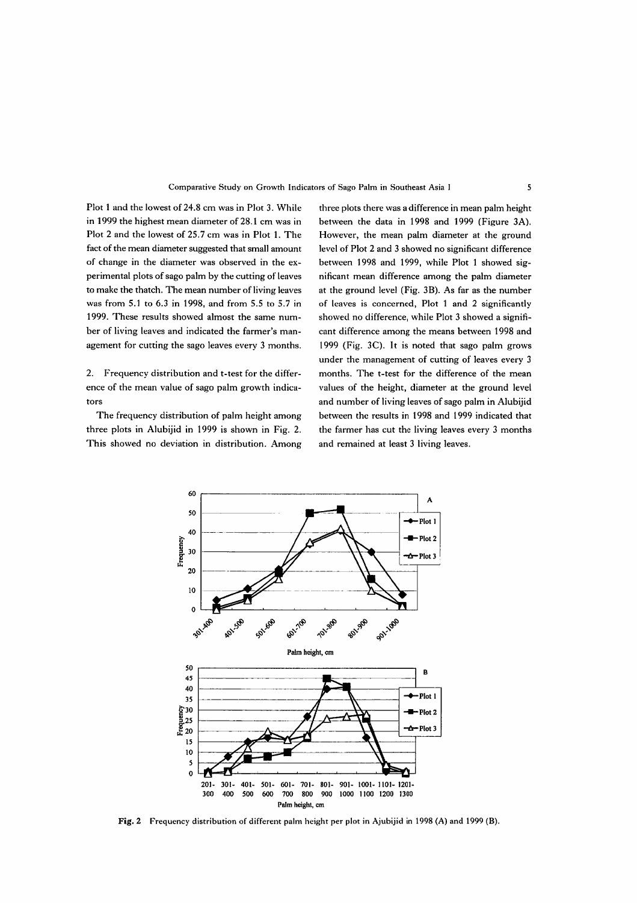Plot 1 and the lowest of 24.8 cm was in Plot 3. While in 1999 the highest mean diameter of 28.1 cm was in Plot 2 and the lowest of 25.7 cm was in Plot 1. The fact of the mean diameter suggested that small amount of change in the diameter was observed in the experimental plots of sago palm by the cutting of leaves to make the thatch. The mean number of living leaves was from 5.1 to 6.3 in 1998, and from 5.5 to 5.7 in 1999. These results showed almost the same number of living leaves and indicated the farmer's management for cutting the sago leaves every 3 months.

2. Frequency distribution and t-test for the difference of the mean value of sago palm growth indicators

The frequency distribution of palm height among three plots in Alubijid in 1999 is shown in Fig. 2. This showed no deviation in distribution. Among three plots there was a difference in mean palm height between the data in 1998 and 1999 (Figure 3A). However, the mean palm diameter at the ground level of Plot 2 and 3 showed no significant difference between 1998 and 1999, while Plot 1 showed significant mean difference among the palm diameter at the ground level (Fig. 3B). As far as the number of leaves is concerned, Plot 1 and 2 significantly showed no difference, while Plot 3 showed a significant difference among the means between 1998 and 1999 (Fig. 3C). It is noted that sago palm grows under the management of cutting of leaves every 3 months. The t-test for the difference of the mean values of the height, diameter at the ground level and number of living leaves of sago palm in Alubijid between the results in 1998 and 1999 indicated that the farmer has cut the living leaves every 3 months and remained at least 3 living leaves.

**Fig. 2** Frequency distribution of different palm height per plot in Ajubijid in 1998 (A) and 1999 (B).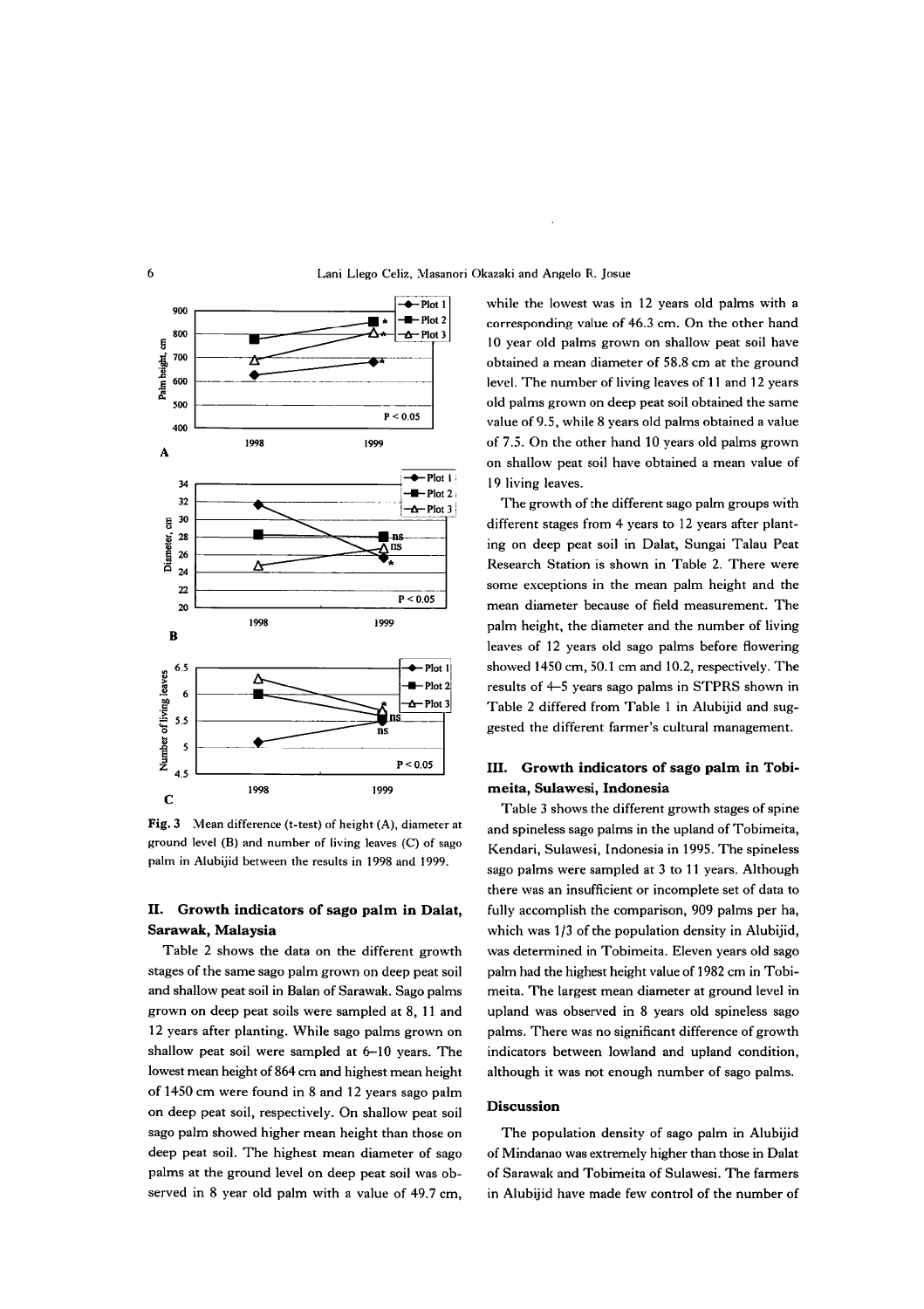Fig. 3 Mean difference (t-test) of height (A), diameter at ground level (B) and number of living leaves (C) of sago palm in Alubijid between the results in 1998 and 1999.

## II. Growth indicators of sago palm in Dalat, Sarawak, Malaysia

Table 2 shows the data on the different growth stages of the same sago palm grown on deep peat soil and shallow peat soil in Balan of Sarawak. Sago palms grown on deep peat soils were sampled at 8, 11 and 12 years after planting. While sago palms grown on shallow peat soil were sampled at 6–10 years. The lowest mean height of 864 cm and highest mean height of 1450 cm were found in 8 and 12 years sago palm on deep peat soil, respectively. On shallow peat soil sago palm showed higher mean height than those on deep peat soil. The highest mean diameter of sago palms at the ground level on deep peat soil was observed in 8 year old palm with a value of 49.7 cm, while the lowest was in 12 years old palms with a corresponding value of 46.3 cm. On the other hand 10 year old palms grown on shallow peat soil have obtained a mean diameter of 58.8 cm at the ground level. The number of living leaves of 11 and 12 years old palms grown on deep peat soil obtained the same value of 9.5, while 8 years old palms obtained a value of 7.5. On the other hand 10 years old palms grown on shallow peat soil have obtained a mean value of 19 living leaves.

The growth of the different sago palm groups with different stages from 4 years to 12 years after planting on deep peat soil in Dalat, Sungai Talau Peat Research Station is shown in Table 2. There were some exceptions in the mean palm height and the mean diameter because of field measurement. The palm height, the diameter and the number of living leaves of 12 years old sago palms before flowering showed 1450 cm, 50.1 cm and 10.2, respectively. The results of 4–5 years sago palms in STPRS shown in Table 2 differed from Table 1 in Alubijid and suggested the different farmer's cultural management.

## III. Growth indicators of sago palm in Tobimeita, Sulawesi, Indonesia

Table 3 shows the different growth stages of spine and spineless sago palms in the upland of Tobimeita, Kendari, Sulawesi, Indonesia in 1995. The spineless sago palms were sampled at 3 to 11 years. Although there was an insufficient or incomplete set of data to fully accomplish the comparison, 909 palms per ha, which was 1/3 of the population density in Alubijid, was determined in Tobimeita. Eleven years old sago palm had the highest height value of 1982 cm in Tobimeita. The largest mean diameter at ground level in upland was observed in 8 years old spineless sago palms. There was no significant difference of growth indicators between lowland and upland condition, although it was not enough number of sago palms.

## Discussion

The population density of sago palm in Alubijid of Mindanao was extremely higher than those in Dalat of Sarawak and Tobimeita of Sulawesi. The farmers in Alubijid have made few control of the number of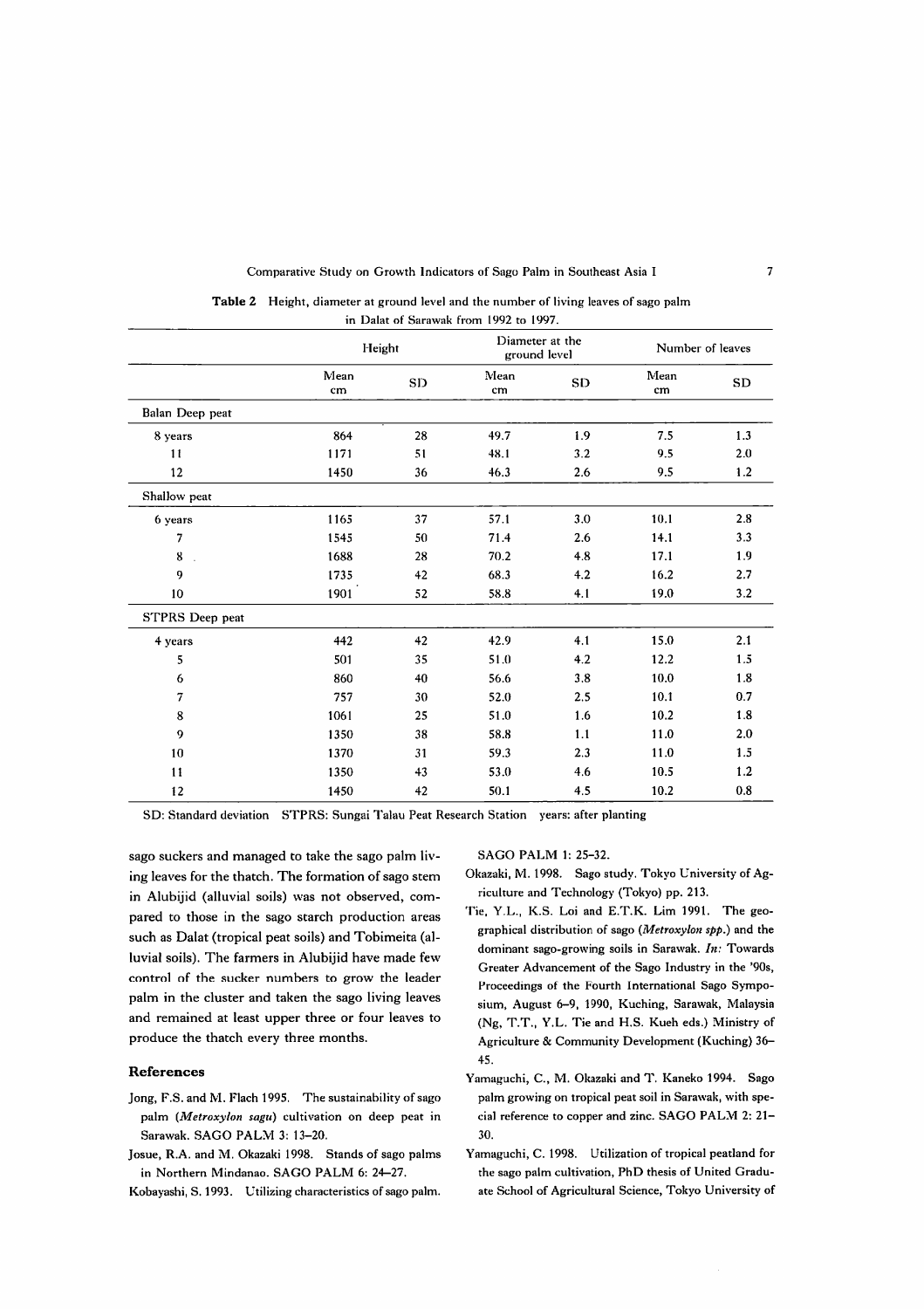**Table 2** Height, diameter at ground level and the number of living leaves of sago palm in Dalat of Sarawak from 1992 to 1997.

| | Height | | Diameter at the ground level | | Number of leaves | |
|---|---|---|---|---|---|---|
| | Mean cm | SD | Mean cm | SD | Mean cm | SD |
| Balan Deep peat | | | | | | |
| 8 years | 864 | 28 | 49.7 | 1.9 | 7.5 | 1.3 |
| 11 | 1171 | 51 | 48.1 | 3.2 | 9.5 | 2.0 |
| 12 | 1450 | 36 | 46.3 | 2.6 | 9.5 | 1.2 |
| Shallow peat | | | | | | |
| 6 years | 1165 | 37 | 57.1 | 3.0 | 10.1 | 2.8 |
| 7 | 1545 | 50 | 71.4 | 2.6 | 14.1 | 3.3 |
| 8 | 1688 | 28 | 70.2 | 4.8 | 17.1 | 1.9 |
| 9 | 1735 | 42 | 68.3 | 4.2 | 16.2 | 2.7 |
| 10 | 1901 | 52 | 58.8 | 4.1 | 19.0 | 3.2 |
| STPRS Deep peat | | | | | | |
| 4 years | 442 | 42 | 42.9 | 4.1 | 15.0 | 2.1 |
| 5 | 501 | 35 | 51.0 | 4.2 | 12.2 | 1.5 |
| 6 | 860 | 40 | 56.6 | 3.8 | 10.0 | 1.8 |
| 7 | 757 | 30 | 52.0 | 2.5 | 10.1 | 0.7 |
| 8 | 1061 | 25 | 51.0 | 1.6 | 10.2 | 1.8 |
| 9 | 1350 | 38 | 58.8 | 1.1 | 11.0 | 2.0 |
| 10 | 1370 | 31 | 59.3 | 2.3 | 11.0 | 1.5 |
| 11 | 1350 | 43 | 53.0 | 4.6 | 10.5 | 1.2 |
| 12 | 1450 | 42 | 50.1 | 4.5 | 10.2 | 0.8 |

SD: Standard deviation STPRS: Sungai Talau Peat Research Station years: after planting

sago suckers and managed to take the sago palm living leaves for the thatch. The formation of sago stem in Alubijid (alluvial soils) was not observed, compared to those in the sago starch production areas such as Dalat (tropical peat soils) and Tobimeita (alluvial soils). The farmers in Alubijid have made few control of the sucker numbers to grow the leader palm in the cluster and taken the sago living leaves and remained at least upper three or four leaves to produce the thatch every three months.

## References

Jong, F.S. and M. Flach 1995. The sustainability of sago palm (*Metroxylon sagu*) cultivation on deep peat in Sarawak. SAGO PALM 3: 13–20.

Josue, R.A. and M. Okazaki 1998. Stands of sago palms in Northern Mindanao. SAGO PALM 6: 24–27.

Kobayashi, S. 1993. Utilizing characteristics of sago palm. SAGO PALM 1: 25–32.

Okazaki, M. 1998. Sago study. Tokyo University of Agriculture and Technology (Tokyo) pp. 213.

Tie, Y.L., K.S. Loi and E.T.K. Lim 1991. The geographical distribution of sago (*Metroxylon spp.*) and the dominant sago-growing soils in Sarawak. *In:* Towards Greater Advancement of the Sago Industry in the '90s, Proceedings of the Fourth International Sago Symposium, August 6–9, 1990, Kuching, Sarawak, Malaysia (Ng, T.T., Y.L. Tie and H.S. Kueh eds.) Ministry of Agriculture & Community Development (Kuching) 36–45.

Yamaguchi, C., M. Okazaki and T. Kaneko 1994. Sago palm growing on tropical peat soil in Sarawak, with special reference to copper and zinc. SAGO PALM 2: 21–30.

Yamaguchi, C. 1998. Utilization of tropical peatland for the sago palm cultivation, PhD thesis of United Graduate School of Agricultural Science, Tokyo University of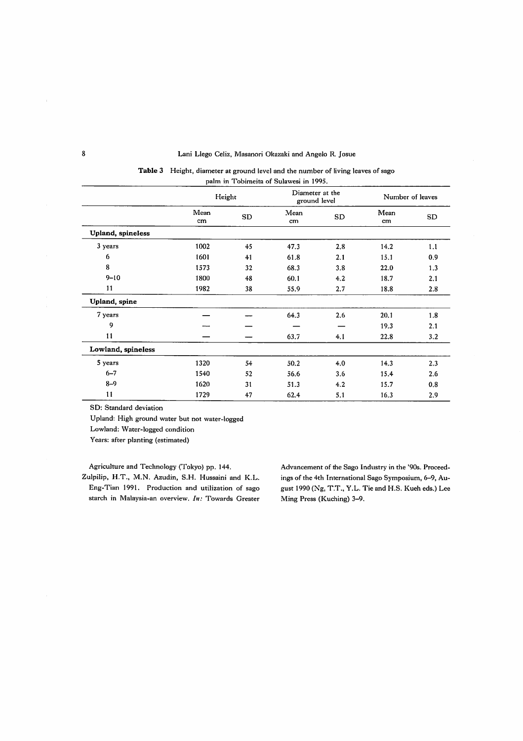**Table 3** Height, diameter at ground level and the number of living leaves of sago palm in Tobimeita of Sulawesi in 1995.

| | Height | | Diameter at the ground level | | Number of leaves | |
|---|---|---|---|---|---|---|
| | Mean cm | SD | Mean cm | SD | Mean cm | SD |
| **Upland, spineless** | | | | | | |
| 3 years | 1002 | 45 | 47.3 | 2.8 | 14.2 | 1.1 |
| 6 | 1601 | 41 | 61.8 | 2.1 | 15.1 | 0.9 |
| 8 | 1573 | 32 | 68.3 | 3.8 | 22.0 | 1.3 |
| 9–10 | 1800 | 48 | 60.1 | 4.2 | 18.7 | 2.1 |
| 11 | 1982 | 38 | 55.9 | 2.7 | 18.8 | 2.8 |
| **Upland, spine** | | | | | | |
| 7 years | — | — | 64.3 | 2.6 | 20.1 | 1.8 |
| 9 | — | — | — | — | 19.3 | 2.1 |
| 11 | — | — | 63.7 | 4.1 | 22.8 | 3.2 |
| **Lowland, spineless** | | | | | | |
| 5 years | 1320 | 54 | 50.2 | 4.0 | 14.3 | 2.3 |
| 6–7 | 1540 | 52 | 56.6 | 3.6 | 15.4 | 2.6 |
| 8–9 | 1620 | 31 | 51.3 | 4.2 | 15.7 | 0.8 |
| 11 | 1729 | 47 | 62.4 | 5.1 | 16.3 | 2.9 |

SD: Standard deviation

Upland: High ground water but not water-logged

Lowland: Water-logged condition

Years: after planting (estimated)

Agriculture and Technology (Tokyo) pp. 144.

Zulpilip, H.T., M.N. Azudin, S.H. Hussaini and K.L. Eng-Tian 1991. Production and utilization of sago starch in Malaysia-an overview. *In:* Towards Greater Advancement of the Sago Industry in the '90s. Proceedings of the 4th International Sago Symposium, 6–9, August 1990 (Ng, T.T., Y.L. Tie and H.S. Kueh eds.) Lee Ming Press (Kuching) 3–9.